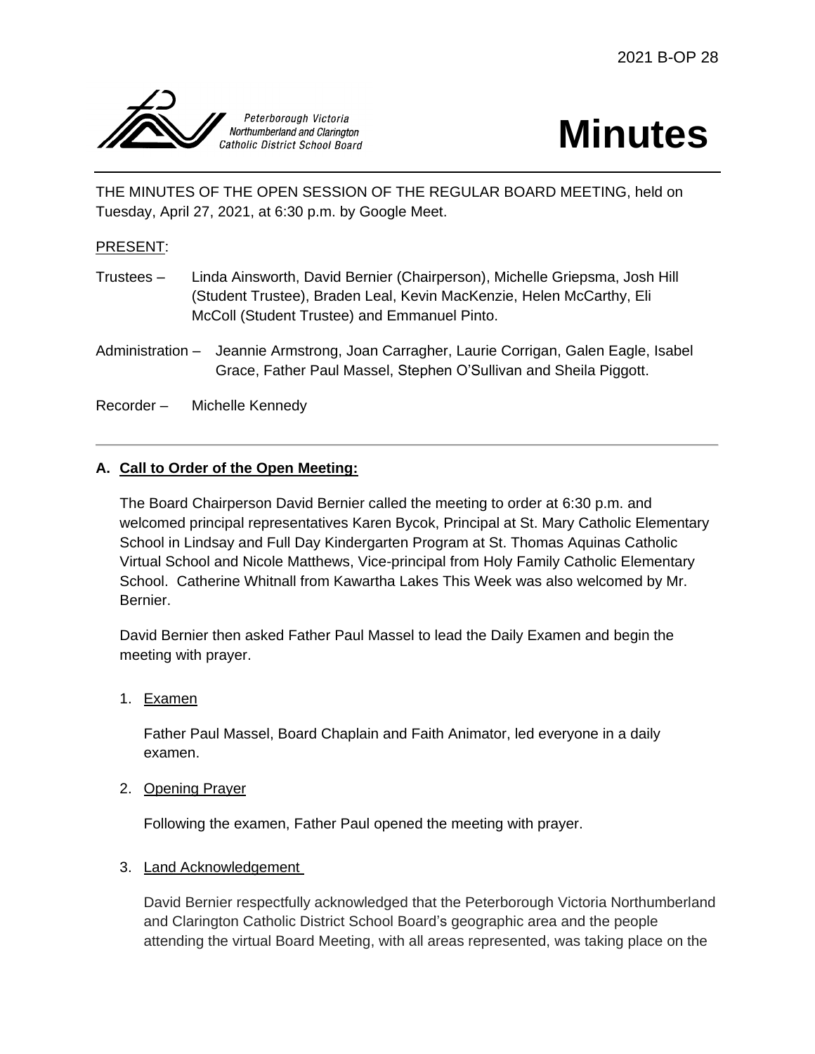2021 B-OP 28

Peterborough Victoria Northumberland and Clarington Catholic District School Board

# Minutes

THE MINUTES OF THE OPEN SESSION OF THE REGULAR BOARD MEETING, held on Tuesday, April 27, 2021, at 6:30 p.m. by Google Meet.

PRESENT:

Trustees – Linda Ainsworth, David Bernier (Chairperson), Michelle Griepsma, Josh Hill (Student Trustee), Braden Leal, Kevin MacKenzie, Helen McCarthy, Eli McColl (Student Trustee) and Emmanuel Pinto.

Administration – Jeannie Armstrong, Joan Carragher, Laurie Corrigan, Galen Eagle, Isabel Grace, Father Paul Massel, Stephen O'Sullivan and Sheila Piggott.

Recorder – Michelle Kennedy

---

## A. Call to Order of the Open Meeting:

The Board Chairperson David Bernier called the meeting to order at 6:30 p.m. and welcomed principal representatives Karen Bycok, Principal at St. Mary Catholic Elementary School in Lindsay and Full Day Kindergarten Program at St. Thomas Aquinas Catholic Virtual School and Nicole Matthews, Vice-principal from Holy Family Catholic Elementary School. Catherine Whitnall from Kawartha Lakes This Week was also welcomed by Mr. Bernier.

David Bernier then asked Father Paul Massel to lead the Daily Examen and begin the meeting with prayer.

1. Examen

   Father Paul Massel, Board Chaplain and Faith Animator, led everyone in a daily examen.

2. Opening Prayer

   Following the examen, Father Paul opened the meeting with prayer.

3. Land Acknowledgement

   David Bernier respectfully acknowledged that the Peterborough Victoria Northumberland and Clarington Catholic District School Board's geographic area and the people attending the virtual Board Meeting, with all areas represented, was taking place on the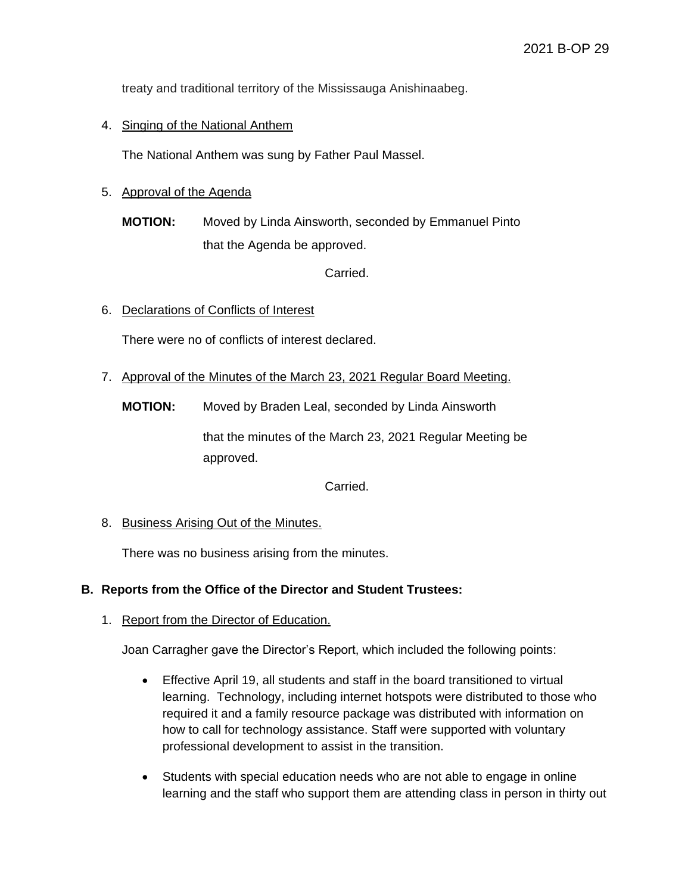treaty and traditional territory of the Mississauga Anishinaabeg.

4. Singing of the National Anthem

   The National Anthem was sung by Father Paul Massel.

5. Approval of the Agenda

   **MOTION:** Moved by Linda Ainsworth, seconded by Emmanuel Pinto that the Agenda be approved.

   Carried.

6. Declarations of Conflicts of Interest

   There were no of conflicts of interest declared.

7. Approval of the Minutes of the March 23, 2021 Regular Board Meeting.

   **MOTION:** Moved by Braden Leal, seconded by Linda Ainsworth

   that the minutes of the March 23, 2021 Regular Meeting be approved.

   Carried.

8. Business Arising Out of the Minutes.

   There was no business arising from the minutes.

## B. Reports from the Office of the Director and Student Trustees:

1. Report from the Director of Education.

   Joan Carragher gave the Director's Report, which included the following points:

   - Effective April 19, all students and staff in the board transitioned to virtual learning. Technology, including internet hotspots were distributed to those who required it and a family resource package was distributed with information on how to call for technology assistance. Staff were supported with voluntary professional development to assist in the transition.

   - Students with special education needs who are not able to engage in online learning and the staff who support them are attending class in person in thirty out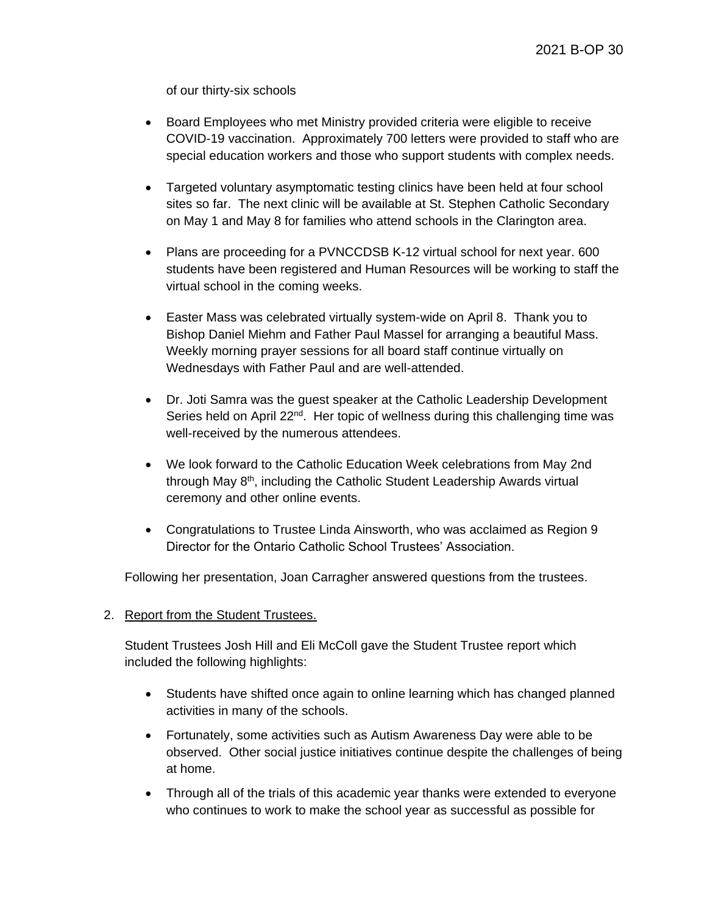of our thirty-six schools

- Board Employees who met Ministry provided criteria were eligible to receive COVID-19 vaccination. Approximately 700 letters were provided to staff who are special education workers and those who support students with complex needs.

- Targeted voluntary asymptomatic testing clinics have been held at four school sites so far. The next clinic will be available at St. Stephen Catholic Secondary on May 1 and May 8 for families who attend schools in the Clarington area.

- Plans are proceeding for a PVNCCDSB K-12 virtual school for next year. 600 students have been registered and Human Resources will be working to staff the virtual school in the coming weeks.

- Easter Mass was celebrated virtually system-wide on April 8. Thank you to Bishop Daniel Miehm and Father Paul Massel for arranging a beautiful Mass. Weekly morning prayer sessions for all board staff continue virtually on Wednesdays with Father Paul and are well-attended.

- Dr. Joti Samra was the guest speaker at the Catholic Leadership Development Series held on April 22nd. Her topic of wellness during this challenging time was well-received by the numerous attendees.

- We look forward to the Catholic Education Week celebrations from May 2nd through May 8th, including the Catholic Student Leadership Awards virtual ceremony and other online events.

- Congratulations to Trustee Linda Ainsworth, who was acclaimed as Region 9 Director for the Ontario Catholic School Trustees' Association.

Following her presentation, Joan Carragher answered questions from the trustees.

2. Report from the Student Trustees.

   Student Trustees Josh Hill and Eli McColl gave the Student Trustee report which included the following highlights:

   - Students have shifted once again to online learning which has changed planned activities in many of the schools.
   - Fortunately, some activities such as Autism Awareness Day were able to be observed. Other social justice initiatives continue despite the challenges of being at home.
   - Through all of the trials of this academic year thanks were extended to everyone who continues to work to make the school year as successful as possible for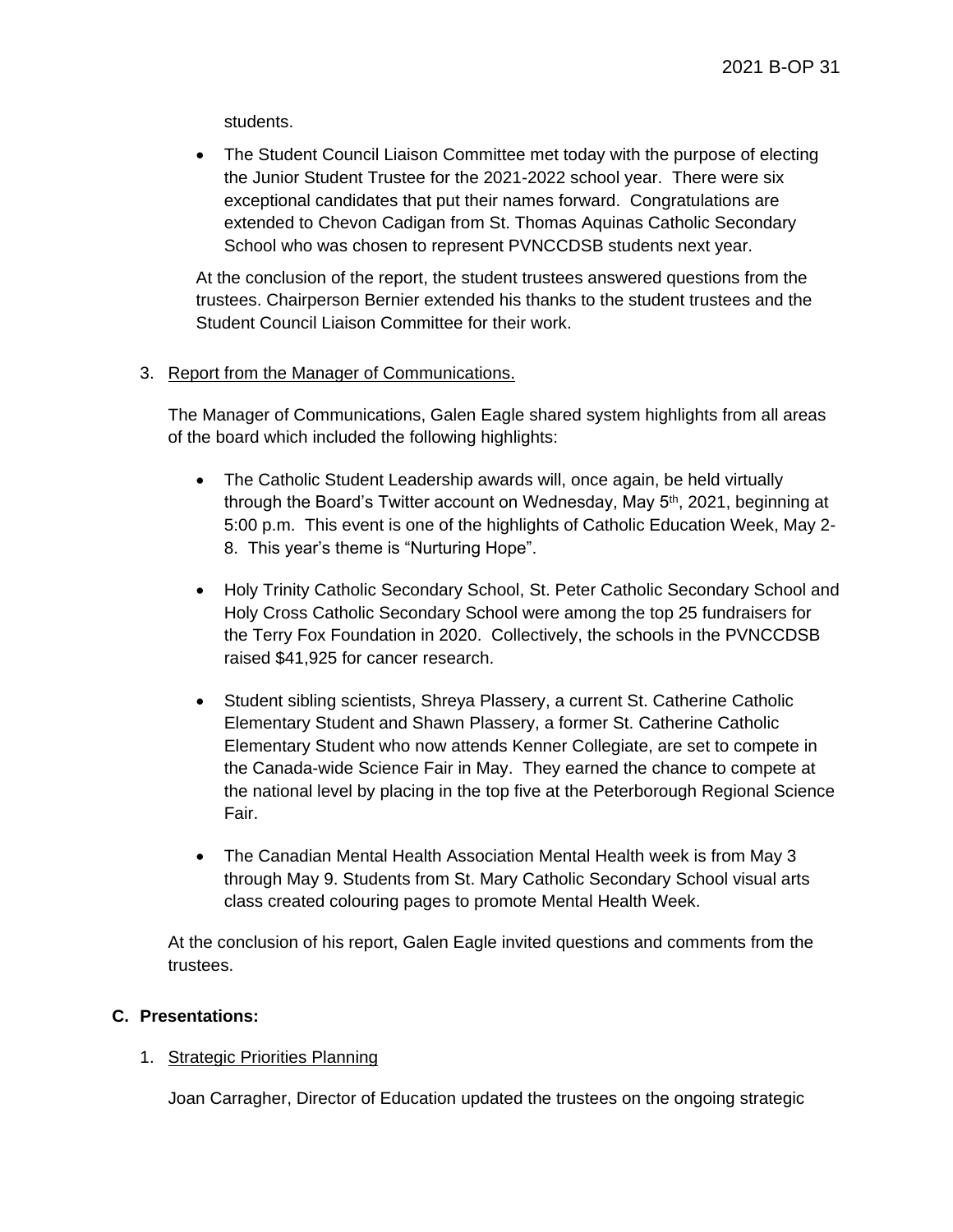students.

- The Student Council Liaison Committee met today with the purpose of electing the Junior Student Trustee for the 2021-2022 school year. There were six exceptional candidates that put their names forward. Congratulations are extended to Chevon Cadigan from St. Thomas Aquinas Catholic Secondary School who was chosen to represent PVNCCDSB students next year.

At the conclusion of the report, the student trustees answered questions from the trustees. Chairperson Bernier extended his thanks to the student trustees and the Student Council Liaison Committee for their work.

3. Report from the Manager of Communications.

The Manager of Communications, Galen Eagle shared system highlights from all areas of the board which included the following highlights:

- The Catholic Student Leadership awards will, once again, be held virtually through the Board's Twitter account on Wednesday, May 5th, 2021, beginning at 5:00 p.m. This event is one of the highlights of Catholic Education Week, May 2-8. This year's theme is "Nurturing Hope".

- Holy Trinity Catholic Secondary School, St. Peter Catholic Secondary School and Holy Cross Catholic Secondary School were among the top 25 fundraisers for the Terry Fox Foundation in 2020. Collectively, the schools in the PVNCCDSB raised $41,925 for cancer research.

- Student sibling scientists, Shreya Plassery, a current St. Catherine Catholic Elementary Student and Shawn Plassery, a former St. Catherine Catholic Elementary Student who now attends Kenner Collegiate, are set to compete in the Canada-wide Science Fair in May. They earned the chance to compete at the national level by placing in the top five at the Peterborough Regional Science Fair.

- The Canadian Mental Health Association Mental Health week is from May 3 through May 9. Students from St. Mary Catholic Secondary School visual arts class created colouring pages to promote Mental Health Week.

At the conclusion of his report, Galen Eagle invited questions and comments from the trustees.

**C. Presentations:**

1. Strategic Priorities Planning

Joan Carragher, Director of Education updated the trustees on the ongoing strategic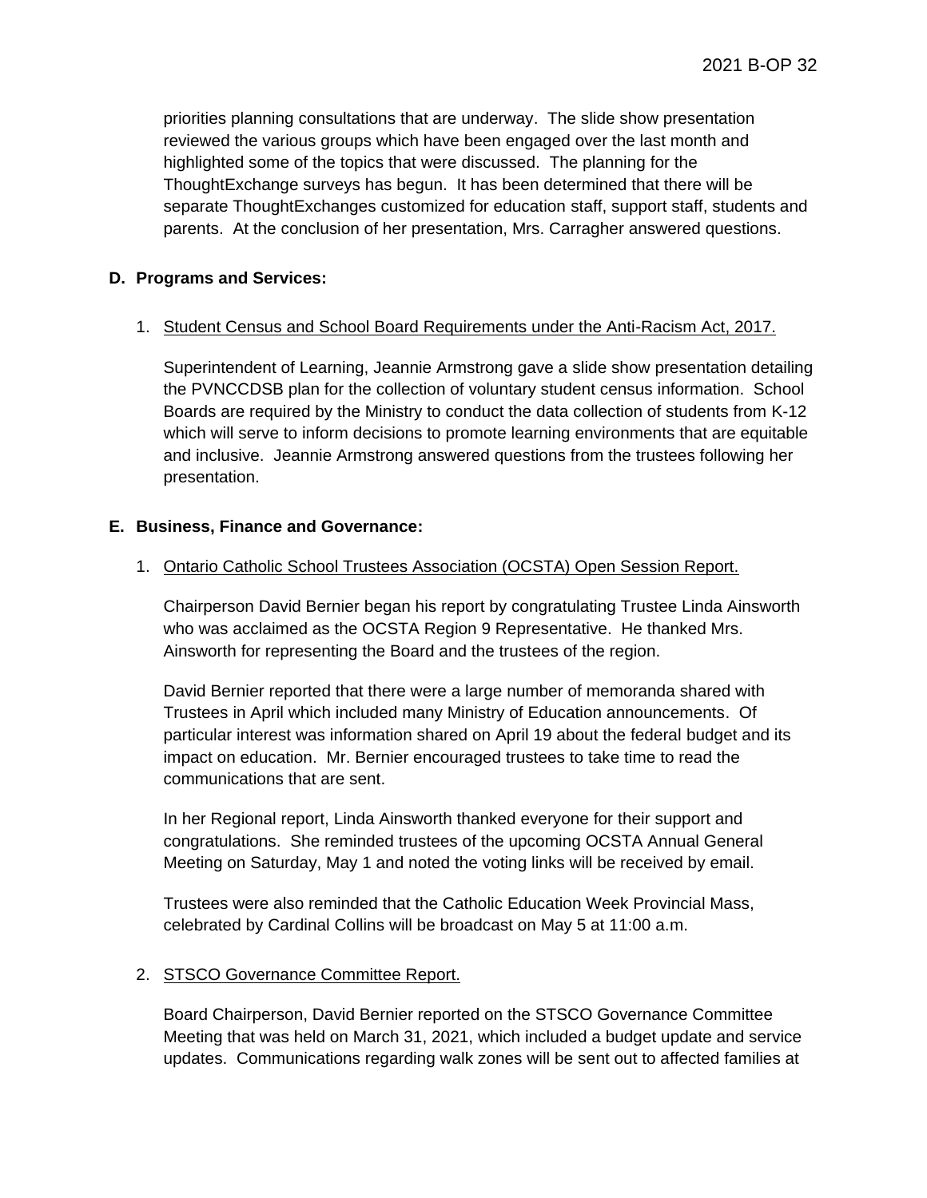priorities planning consultations that are underway. The slide show presentation reviewed the various groups which have been engaged over the last month and highlighted some of the topics that were discussed. The planning for the ThoughtExchange surveys has begun. It has been determined that there will be separate ThoughtExchanges customized for education staff, support staff, students and parents. At the conclusion of her presentation, Mrs. Carragher answered questions.

**D. Programs and Services:**

1. Student Census and School Board Requirements under the Anti-Racism Act, 2017.

   Superintendent of Learning, Jeannie Armstrong gave a slide show presentation detailing the PVNCCDSB plan for the collection of voluntary student census information. School Boards are required by the Ministry to conduct the data collection of students from K-12 which will serve to inform decisions to promote learning environments that are equitable and inclusive. Jeannie Armstrong answered questions from the trustees following her presentation.

**E. Business, Finance and Governance:**

1. Ontario Catholic School Trustees Association (OCSTA) Open Session Report.

   Chairperson David Bernier began his report by congratulating Trustee Linda Ainsworth who was acclaimed as the OCSTA Region 9 Representative. He thanked Mrs. Ainsworth for representing the Board and the trustees of the region.

   David Bernier reported that there were a large number of memoranda shared with Trustees in April which included many Ministry of Education announcements. Of particular interest was information shared on April 19 about the federal budget and its impact on education. Mr. Bernier encouraged trustees to take time to read the communications that are sent.

   In her Regional report, Linda Ainsworth thanked everyone for their support and congratulations. She reminded trustees of the upcoming OCSTA Annual General Meeting on Saturday, May 1 and noted the voting links will be received by email.

   Trustees were also reminded that the Catholic Education Week Provincial Mass, celebrated by Cardinal Collins will be broadcast on May 5 at 11:00 a.m.

2. STSCO Governance Committee Report.

   Board Chairperson, David Bernier reported on the STSCO Governance Committee Meeting that was held on March 31, 2021, which included a budget update and service updates. Communications regarding walk zones will be sent out to affected families at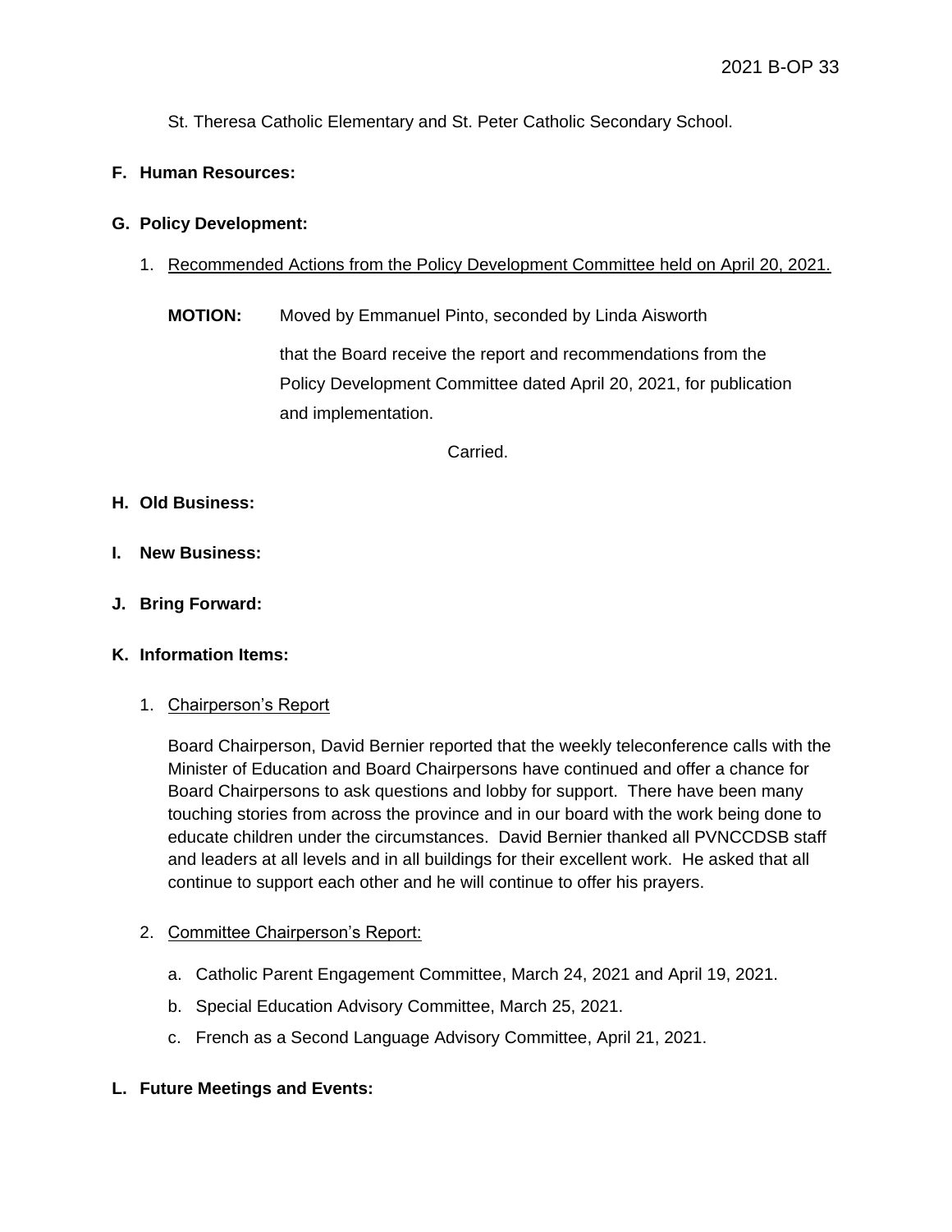St. Theresa Catholic Elementary and St. Peter Catholic Secondary School.

**F. Human Resources:**

**G. Policy Development:**

1. Recommended Actions from the Policy Development Committee held on April 20, 2021.

   **MOTION:** Moved by Emmanuel Pinto, seconded by Linda Aisworth

   that the Board receive the report and recommendations from the Policy Development Committee dated April 20, 2021, for publication and implementation.

   Carried.

**H. Old Business:**

**I. New Business:**

**J. Bring Forward:**

**K. Information Items:**

1. Chairperson's Report

   Board Chairperson, David Bernier reported that the weekly teleconference calls with the Minister of Education and Board Chairpersons have continued and offer a chance for Board Chairpersons to ask questions and lobby for support. There have been many touching stories from across the province and in our board with the work being done to educate children under the circumstances. David Bernier thanked all PVNCCDSB staff and leaders at all levels and in all buildings for their excellent work. He asked that all continue to support each other and he will continue to offer his prayers.

2. Committee Chairperson's Report:

   a. Catholic Parent Engagement Committee, March 24, 2021 and April 19, 2021.
   b. Special Education Advisory Committee, March 25, 2021.
   c. French as a Second Language Advisory Committee, April 21, 2021.

**L. Future Meetings and Events:**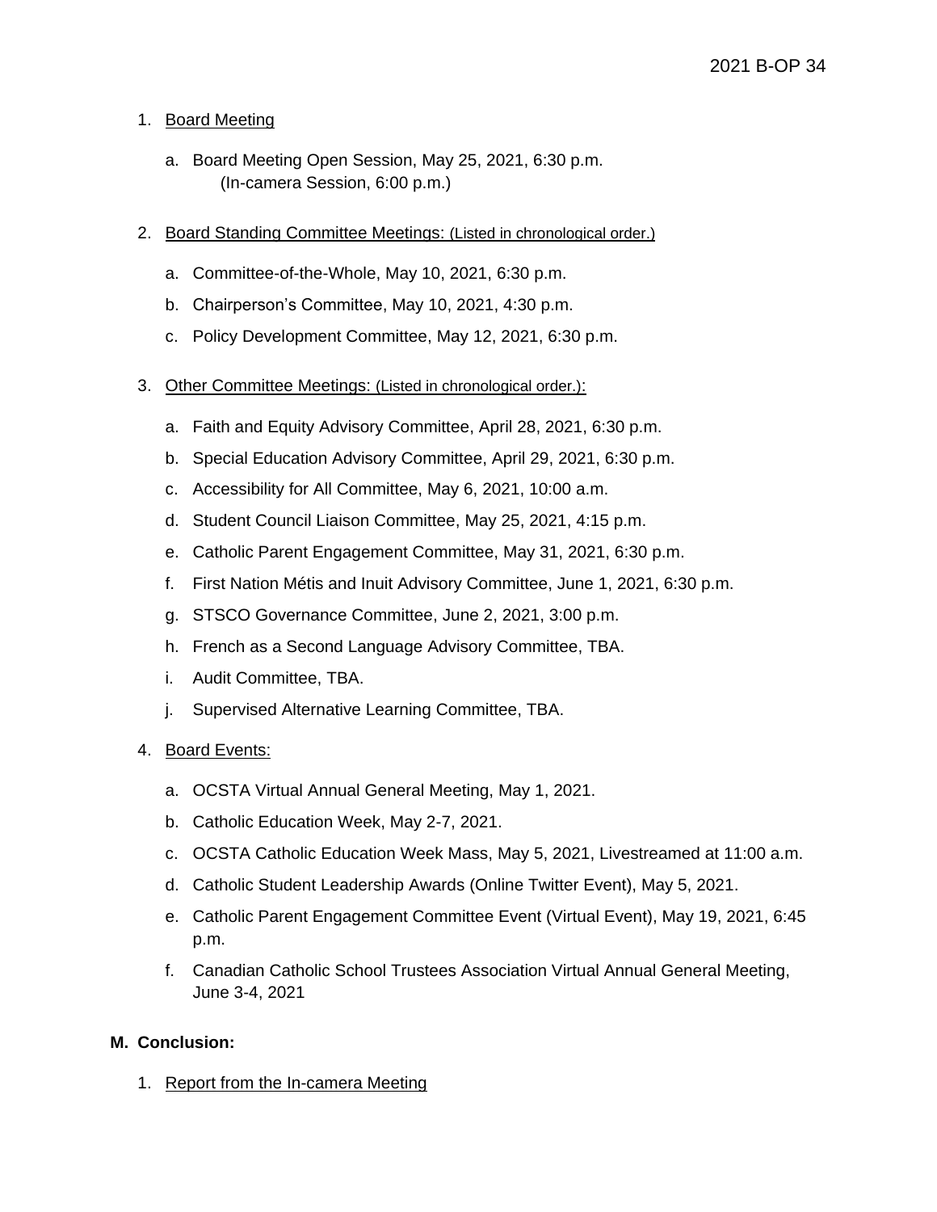1. Board Meeting

    a. Board Meeting Open Session, May 25, 2021, 6:30 p.m.
    (In-camera Session, 6:00 p.m.)

2. Board Standing Committee Meetings: (Listed in chronological order.)

    a. Committee-of-the-Whole, May 10, 2021, 6:30 p.m.

    b. Chairperson's Committee, May 10, 2021, 4:30 p.m.

    c. Policy Development Committee, May 12, 2021, 6:30 p.m.

3. Other Committee Meetings: (Listed in chronological order.):

    a. Faith and Equity Advisory Committee, April 28, 2021, 6:30 p.m.

    b. Special Education Advisory Committee, April 29, 2021, 6:30 p.m.

    c. Accessibility for All Committee, May 6, 2021, 10:00 a.m.

    d. Student Council Liaison Committee, May 25, 2021, 4:15 p.m.

    e. Catholic Parent Engagement Committee, May 31, 2021, 6:30 p.m.

    f. First Nation Métis and Inuit Advisory Committee, June 1, 2021, 6:30 p.m.

    g. STSCO Governance Committee, June 2, 2021, 3:00 p.m.

    h. French as a Second Language Advisory Committee, TBA.

    i. Audit Committee, TBA.

    j. Supervised Alternative Learning Committee, TBA.

4. Board Events:

    a. OCSTA Virtual Annual General Meeting, May 1, 2021.

    b. Catholic Education Week, May 2-7, 2021.

    c. OCSTA Catholic Education Week Mass, May 5, 2021, Livestreamed at 11:00 a.m.

    d. Catholic Student Leadership Awards (Online Twitter Event), May 5, 2021.

    e. Catholic Parent Engagement Committee Event (Virtual Event), May 19, 2021, 6:45 p.m.

    f. Canadian Catholic School Trustees Association Virtual Annual General Meeting, June 3-4, 2021

**M. Conclusion:**

1. Report from the In-camera Meeting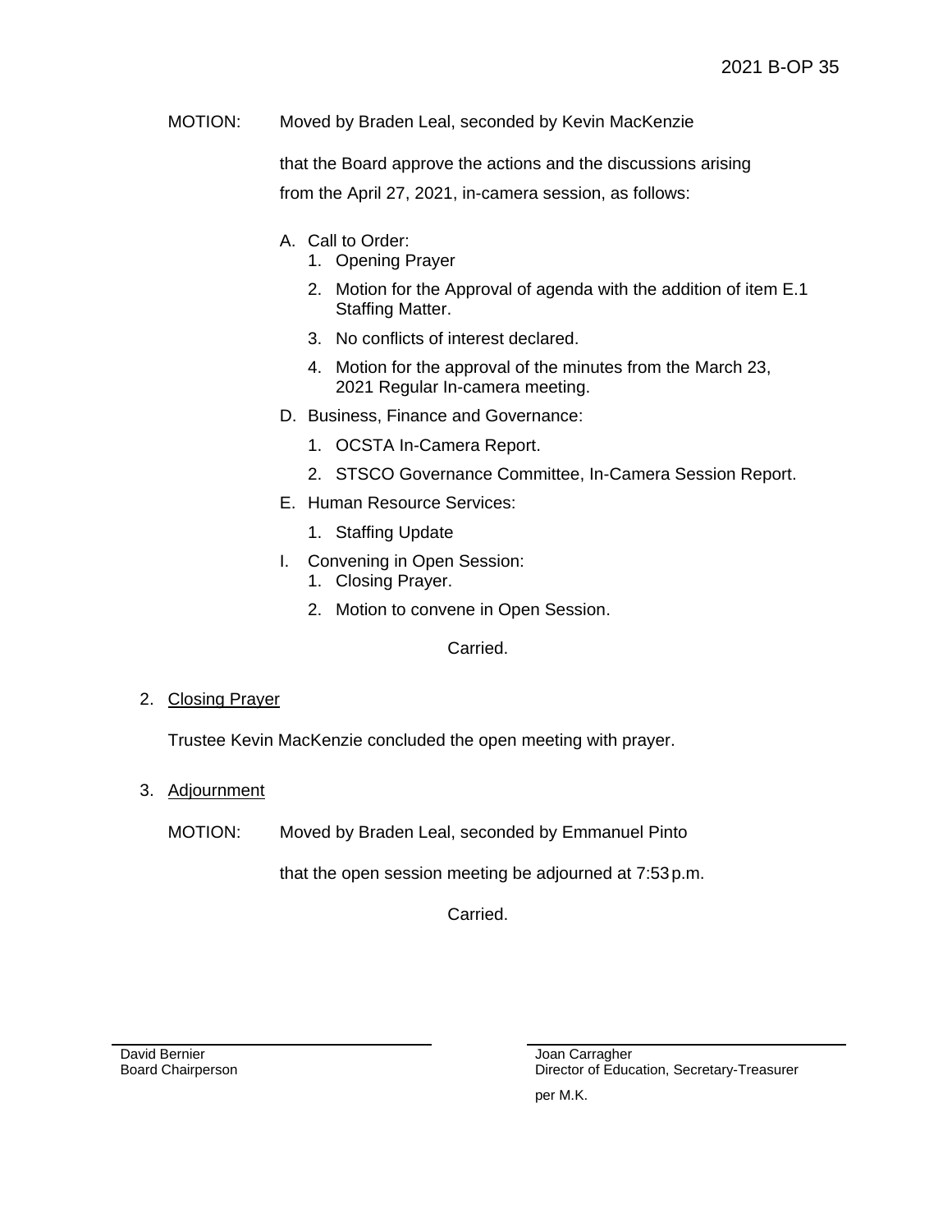MOTION: Moved by Braden Leal, seconded by Kevin MacKenzie

that the Board approve the actions and the discussions arising from the April 27, 2021, in-camera session, as follows:

A. Call to Order:
   1. Opening Prayer
   2. Motion for the Approval of agenda with the addition of item E.1 Staffing Matter.
   3. No conflicts of interest declared.
   4. Motion for the approval of the minutes from the March 23, 2021 Regular In-camera meeting.

D. Business, Finance and Governance:
   1. OCSTA In-Camera Report.
   2. STSCO Governance Committee, In-Camera Session Report.

E. Human Resource Services:
   1. Staffing Update

I. Convening in Open Session:
   1. Closing Prayer.
   2. Motion to convene in Open Session.

Carried.

2. Closing Prayer

Trustee Kevin MacKenzie concluded the open meeting with prayer.

3. Adjournment

MOTION: Moved by Braden Leal, seconded by Emmanuel Pinto

that the open session meeting be adjourned at 7:53 p.m.

Carried.

David Bernier
Board Chairperson

Joan Carragher
Director of Education, Secretary-Treasurer

per M.K.